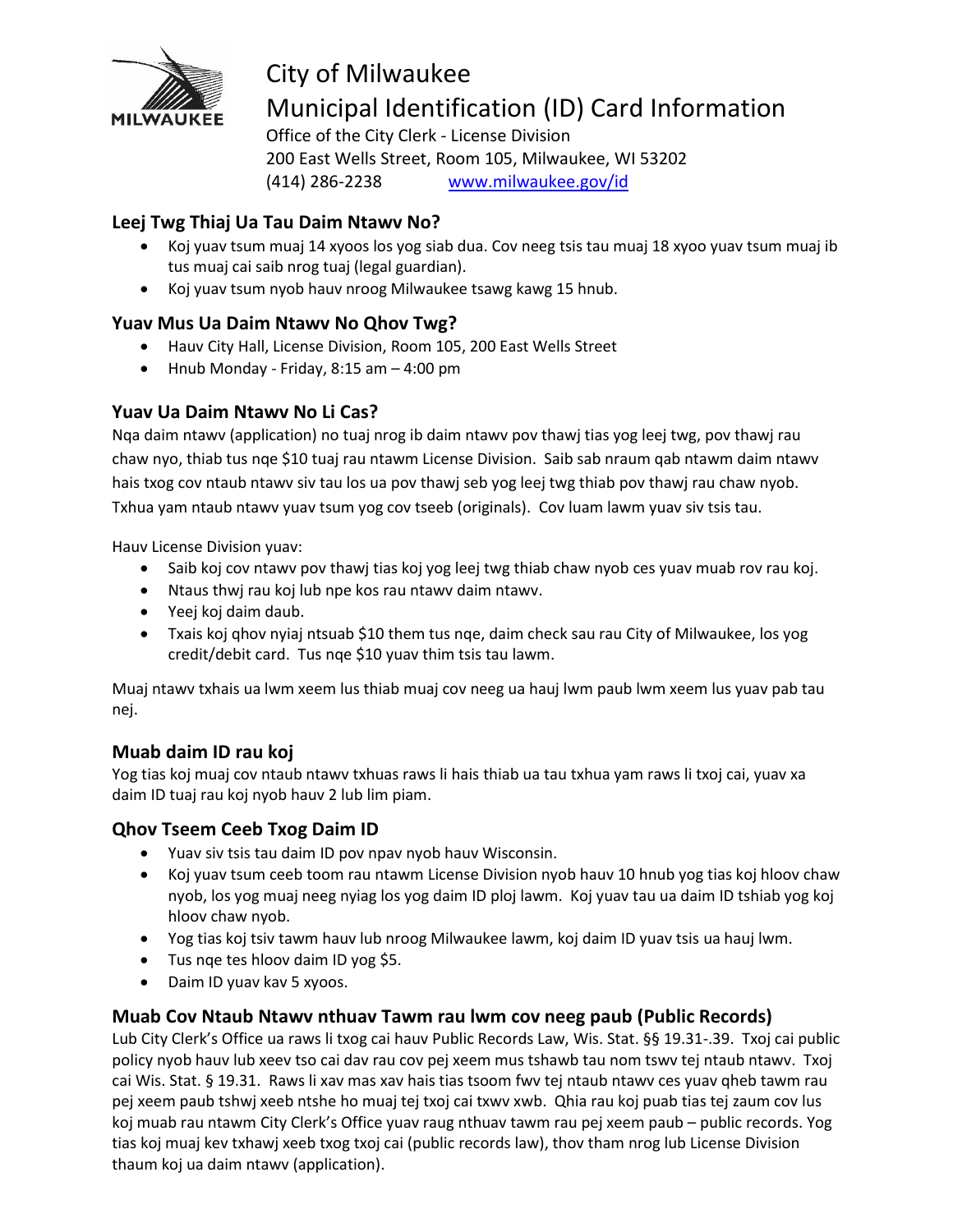# City of Milwaukee
# Municipal Identification (ID) Card Information

Office of the City Clerk - License Division
200 East Wells Street, Room 105, Milwaukee, WI 53202
(414) 286-2238 www.milwaukee.gov/id

## Leej Twg Thiaj Ua Tau Daim Ntawv No?

- Koj yuav tsum muaj 14 xyoos los yog siab dua. Cov neeg tsis tau muaj 18 xyoo yuav tsum muaj ib tus muaj cai saib nrog tuaj (legal guardian).
- Koj yuav tsum nyob hauv nroog Milwaukee tsawg kawg 15 hnub.

## Yuav Mus Ua Daim Ntawv No Qhov Twg?

- Hauv City Hall, License Division, Room 105, 200 East Wells Street
- Hnub Monday - Friday, 8:15 am – 4:00 pm

## Yuav Ua Daim Ntawv No Li Cas?

Nqa daim ntawv (application) no tuaj nrog ib daim ntawv pov thawj tias yog leej twg, pov thawj rau chaw nyo, thiab tus nqe $10 tuaj rau ntawm License Division. Saib sab nraum qab ntawm daim ntawv hais txog cov ntaub ntawv siv tau los ua pov thawj seb yog leej twg thiab pov thawj rau chaw nyob. Txhua yam ntaub ntawv yuav tsum yog cov tseeb (originals). Cov luam lawm yuav siv tsis tau.

Hauv License Division yuav:

- Saib koj cov ntawv pov thawj tias koj yog leej twg thiab chaw nyob ces yuav muab rov rau koj.
- Ntaus thwj rau koj lub npe kos rau ntawv daim ntawv.
- Yeej koj daim daub.
- Txais koj qhov nyiaj ntsuab $10 them tus nqe, daim check sau rau City of Milwaukee, los yog credit/debit card. Tus nqe $10 yuav thim tsis tau lawm.

Muaj ntawv txhais ua lwm xeem lus thiab muaj cov neeg ua hauj lwm paub lwm xeem lus yuav pab tau nej.

## Muab daim ID rau koj

Yog tias koj muaj cov ntaub ntawv txhuas raws li hais thiab ua tau txhua yam raws li txoj cai, yuav xa daim ID tuaj rau koj nyob hauv 2 lub lim piam.

## Qhov Tseem Ceeb Txog Daim ID

- Yuav siv tsis tau daim ID pov npav nyob hauv Wisconsin.
- Koj yuav tsum ceeb toom rau ntawm License Division nyob hauv 10 hnub yog tias koj hloov chaw nyob, los yog muaj neeg nyiag los yog daim ID ploj lawm. Koj yuav tau ua daim ID tshiab yog koj hloov chaw nyob.
- Yog tias koj tsiv tawm hauv lub nroog Milwaukee lawm, koj daim ID yuav tsis ua hauj lwm.
- Tus nqe tes hloov daim ID yog $5.
- Daim ID yuav kav 5 xyoos.

## Muab Cov Ntaub Ntawv nthuav Tawm rau lwm cov neeg paub (Public Records)

Lub City Clerk's Office ua raws li txog cai hauv Public Records Law, Wis. Stat. §§ 19.31-.39. Txoj cai public policy nyob hauv lub xeev tso cai dav rau cov pej xeem mus tshawb tau nom tswv tej ntaub ntawv. Txoj cai Wis. Stat. § 19.31. Raws li xav mas xav hais tias tsoom fwv tej ntaub ntawv ces yuav qheb tawm rau pej xeem paub tshwj xeeb ntshe ho muaj tej txoj cai txwv xwb. Qhia rau koj puab tias tej zaum cov lus koj muab rau ntawm City Clerk's Office yuav raug nthuav tawm rau pej xeem paub – public records. Yog tias koj muaj kev txhawj xeeb txog txoj cai (public records law), thov tham nrog lub License Division thaum koj ua daim ntawv (application).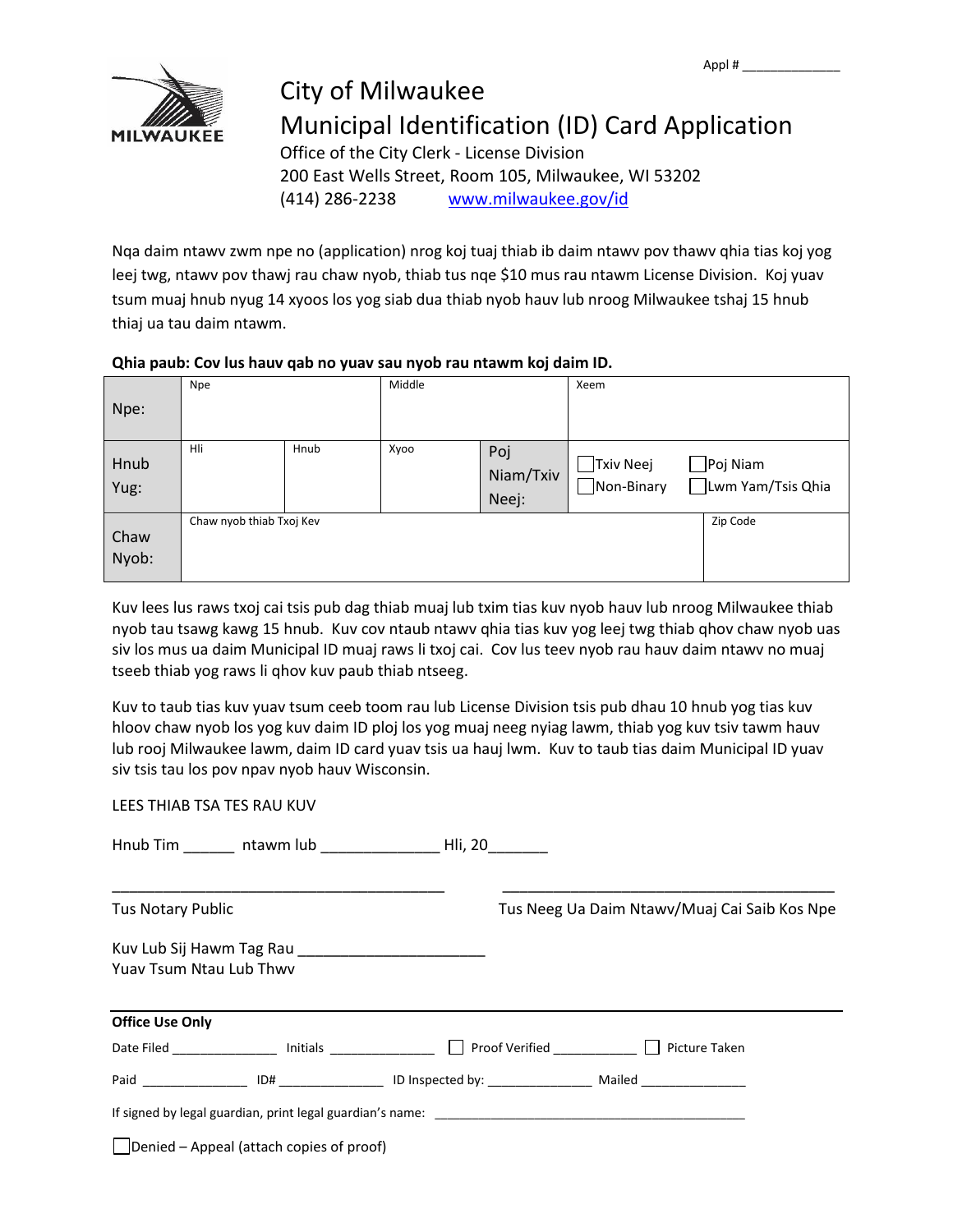Appl # _____________

MILWAUKEE

# City of Milwaukee
# Municipal Identification (ID) Card Application

Office of the City Clerk - License Division
200 East Wells Street, Room 105, Milwaukee, WI 53202
(414) 286-2238 www.milwaukee.gov/id

Nqa daim ntawv zwm npe no (application) nrog koj tuaj thiab ib daim ntawv pov thawv qhia tias koj yog leej twg, ntawv pov thawj rau chaw nyob, thiab tus nqe $10 mus rau ntawm License Division. Koj yuav tsum muaj hnub nyug 14 xyoos los yog siab dua thiab nyob hauv lub nroog Milwaukee tshaj 15 hnub thiaj ua tau daim ntawm.

**Qhia paub: Cov lus hauv qab no yuav sau nyob rau ntawm koj daim ID.**

| | | | | | | |
|---|---|---|---|---|---|---|
| Npe: | Npe | | Middle | | Xeem | |
| Hnub Yug: | Hli | Hnub | Xyoo | Poj Niam/Txiv Neej: | ☐ Txiv Neej ☐ Non-Binary | ☐ Poj Niam ☐ Lwm Yam/Tsis Qhia |
| Chaw Nyob: | Chaw nyob thiab Txoj Kev | | | | | Zip Code |

Kuv lees lus raws txoj cai tsis pub dag thiab muaj lub txim tias kuv nyob hauv lub nroog Milwaukee thiab nyob tau tsawg kawg 15 hnub. Kuv cov ntaub ntawv qhia tias kuv yog leej twg thiab qhov chaw nyob uas siv los mus ua daim Municipal ID muaj raws li txoj cai. Cov lus teev nyob rau hauv daim ntawv no muaj tseeb thiab yog raws li qhov kuv paub thiab ntseeg.

Kuv to taub tias kuv yuav tsum ceeb toom rau lub License Division tsis pub dhau 10 hnub yog tias kuv hloov chaw nyob los yog kuv daim ID ploj los yog muaj neeg nyiag lawm, thiab yog kuv tsiv tawm hauv lub rooj Milwaukee lawm, daim ID card yuav tsis ua hauj lwm. Kuv to taub tias daim Municipal ID yuav siv tsis tau los pov npav nyob hauv Wisconsin.

LEES THIAB TSA TES RAU KUV

Hnub Tim ______ ntawm lub ______________ Hli, 20_______

_________________________________________ _________________________________________

Tus Notary Public Tus Neeg Ua Daim Ntawv/Muaj Cai Saib Kos Npe

Kuv Lub Sij Hawm Tag Rau ______________________
Yuav Tsum Ntau Lub Thwv

**Office Use Only**

Date Filed ______________ Initials ______________ ☐ Proof Verified ___________ ☐ Picture Taken

Paid ______________ ID# ______________ ID Inspected by: ______________ Mailed ______________

If signed by legal guardian, print legal guardian's name: ____________________________________________

☐ Denied – Appeal (attach copies of proof)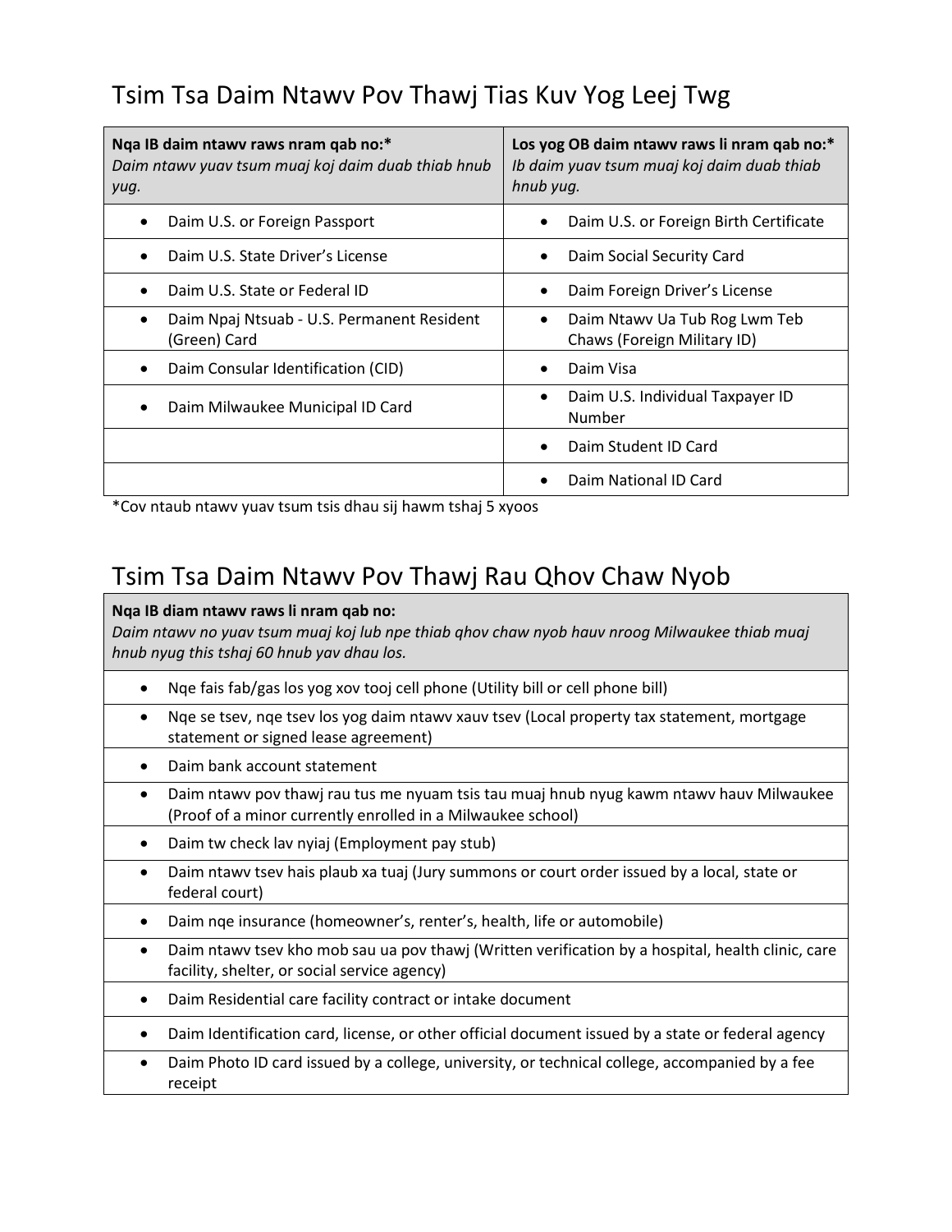## Tsim Tsa Daim Ntawv Pov Thawj Tias Kuv Yog Leej Twg

| **Nqa IB daim ntawv raws nram qab no:\***<br>*Daim ntawv yuav tsum muaj koj daim duab thiab hnub yug.* | **Los yog OB daim ntawv raws li nram qab no:\***<br>*Ib daim yuav tsum muaj koj daim duab thiab hnub yug.* |
|---|---|
| • Daim U.S. or Foreign Passport | • Daim U.S. or Foreign Birth Certificate |
| • Daim U.S. State Driver's License | • Daim Social Security Card |
| • Daim U.S. State or Federal ID | • Daim Foreign Driver's License |
| • Daim Npaj Ntsuab - U.S. Permanent Resident (Green) Card | • Daim Ntawv Ua Tub Rog Lwm Teb Chaws (Foreign Military ID) |
| • Daim Consular Identification (CID) | • Daim Visa |
| • Daim Milwaukee Municipal ID Card | • Daim U.S. Individual Taxpayer ID Number |
| | • Daim Student ID Card |
| | • Daim National ID Card |

*Cov ntaub ntawv yuav tsum tsis dhau sij hawm tshaj 5 xyoos

## Tsim Tsa Daim Ntawv Pov Thawj Rau Qhov Chaw Nyob

| **Nqa IB diam ntawv raws li nram qab no:**<br>*Daim ntawv no yuav tsum muaj koj lub npe thiab qhov chaw nyob hauv nroog Milwaukee thiab muaj hnub nyug this tshaj 60 hnub yav dhau los.* |
|---|
| • Nqe fais fab/gas los yog xov tooj cell phone (Utility bill or cell phone bill) |
| • Nqe se tsev, nqe tsev los yog daim ntawv xauv tsev (Local property tax statement, mortgage statement or signed lease agreement) |
| • Daim bank account statement |
| • Daim ntawv pov thawj rau tus me nyuam tsis tau muaj hnub nyug kawm ntawv hauv Milwaukee (Proof of a minor currently enrolled in a Milwaukee school) |
| • Daim tw check lav nyiaj (Employment pay stub) |
| • Daim ntawv tsev hais plaub xa tuaj (Jury summons or court order issued by a local, state or federal court) |
| • Daim nqe insurance (homeowner's, renter's, health, life or automobile) |
| • Daim ntawv tsev kho mob sau ua pov thawj (Written verification by a hospital, health clinic, care facility, shelter, or social service agency) |
| • Daim Residential care facility contract or intake document |
| • Daim Identification card, license, or other official document issued by a state or federal agency |
| • Daim Photo ID card issued by a college, university, or technical college, accompanied by a fee receipt |